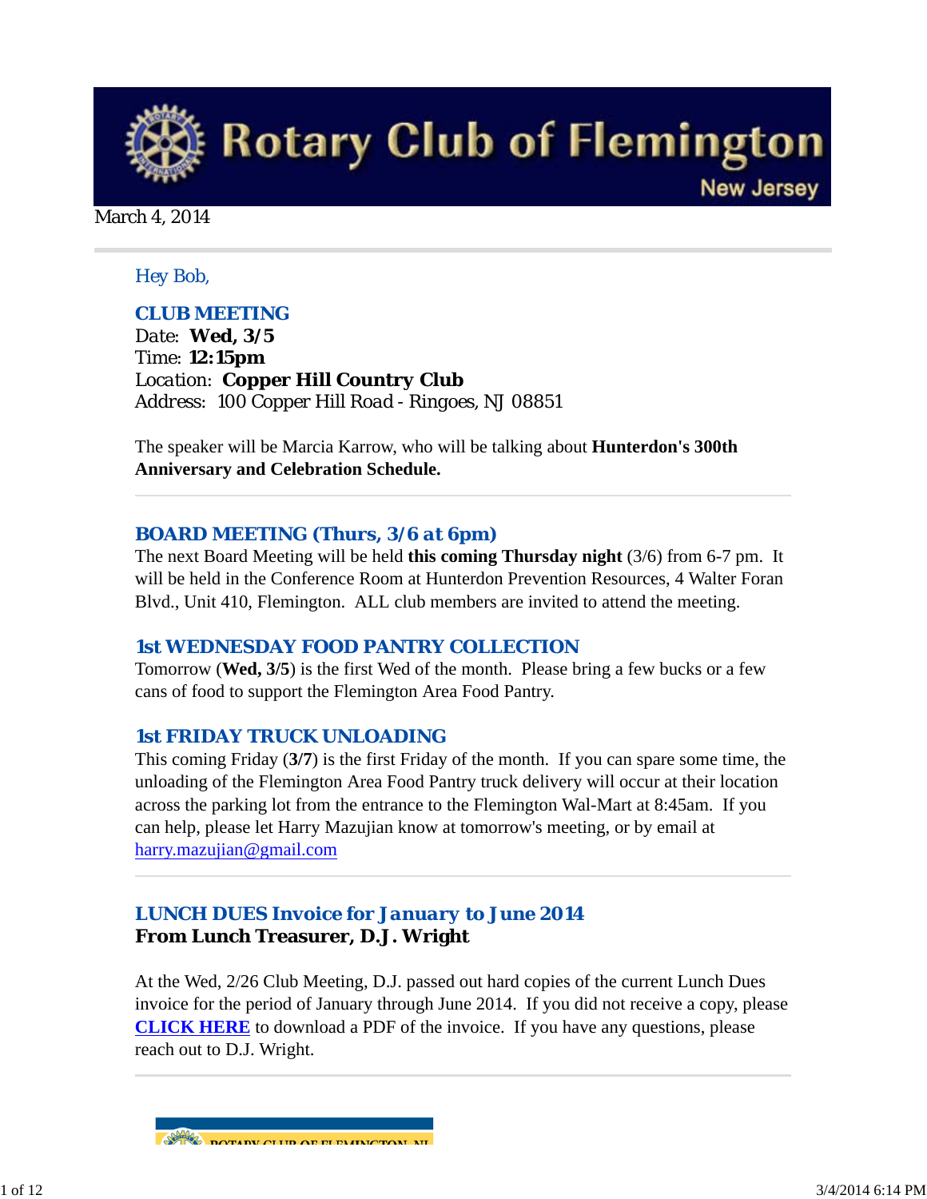# Rotary Club of Flemington

New Jersey

March 4, 2014

Hey Bob,

## CLUB MEETING

Date: **Wed, 3/5**
Time: **12:15pm**
Location: **Copper Hill Country Club**
Address: 100 Copper Hill Road - Ringoes, NJ 08851

The speaker will be Marcia Karrow, who will be talking about **Hunterdon's 300th Anniversary and Celebration Schedule.**

---

## BOARD MEETING (Thurs, 3/6 at 6pm)

The next Board Meeting will be held **this coming Thursday night** (3/6) from 6-7 pm. It will be held in the Conference Room at Hunterdon Prevention Resources, 4 Walter Foran Blvd., Unit 410, Flemington. ALL club members are invited to attend the meeting.

## 1st WEDNESDAY FOOD PANTRY COLLECTION

Tomorrow (**Wed, 3/5**) is the first Wed of the month. Please bring a few bucks or a few cans of food to support the Flemington Area Food Pantry.

## 1st FRIDAY TRUCK UNLOADING

This coming Friday (**3/7**) is the first Friday of the month. If you can spare some time, the unloading of the Flemington Area Food Pantry truck delivery will occur at their location across the parking lot from the entrance to the Flemington Wal-Mart at 8:45am. If you can help, please let Harry Mazujian know at tomorrow's meeting, or by email at harry.mazujian@gmail.com

---

## LUNCH DUES Invoice for January to June 2014

**From Lunch Treasurer, D.J. Wright**

At the Wed, 2/26 Club Meeting, D.J. passed out hard copies of the current Lunch Dues invoice for the period of January through June 2014. If you did not receive a copy, please **CLICK HERE** to download a PDF of the invoice. If you have any questions, please reach out to D.J. Wright.

---

ROTARY CLUB OF FLEMINGTON, NJ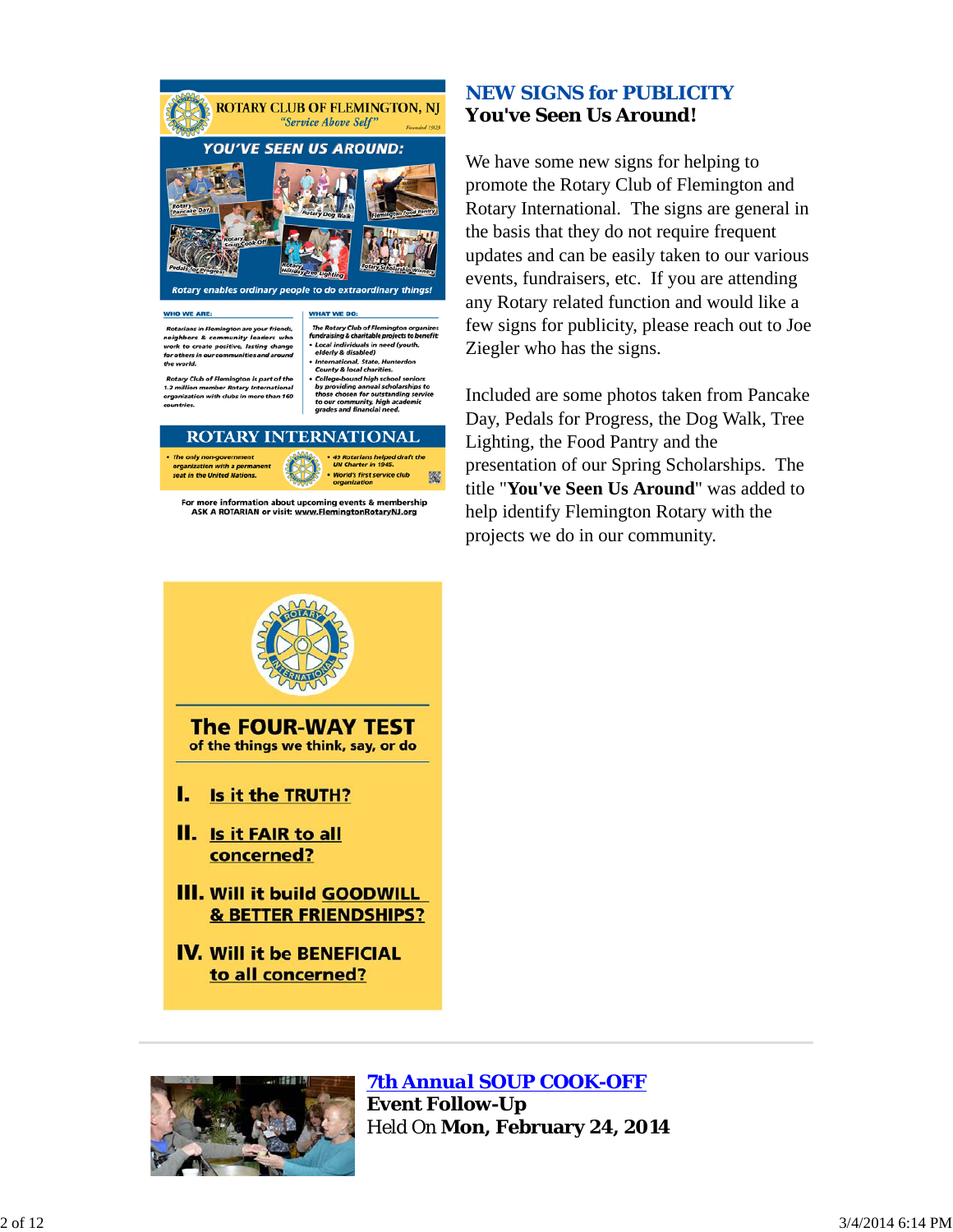## NEW SIGNS for PUBLICITY

**You've Seen Us Around!**

We have some new signs for helping to promote the Rotary Club of Flemington and Rotary International. The signs are general in the basis that they do not require frequent updates and can be easily taken to our various events, fundraisers, etc. If you are attending any Rotary related function and would like a few signs for publicity, please reach out to Joe Ziegler who has the signs.

Included are some photos taken from Pancake Day, Pedals for Progress, the Dog Walk, Tree Lighting, the Food Pantry and the presentation of our Spring Scholarships. The title "**You've Seen Us Around**" was added to help identify Flemington Rotary with the projects we do in our community.

## The FOUR-WAY TEST

of the things we think, say, or do

I. Is it the TRUTH?

II. Is it FAIR to all concerned?

III. Will it build GOODWILL & BETTER FRIENDSHIPS?

IV. Will it be BENEFICIAL to all concerned?

---

## 7th Annual SOUP COOK-OFF

**Event Follow-Up**

Held On **Mon, February 24, 2014**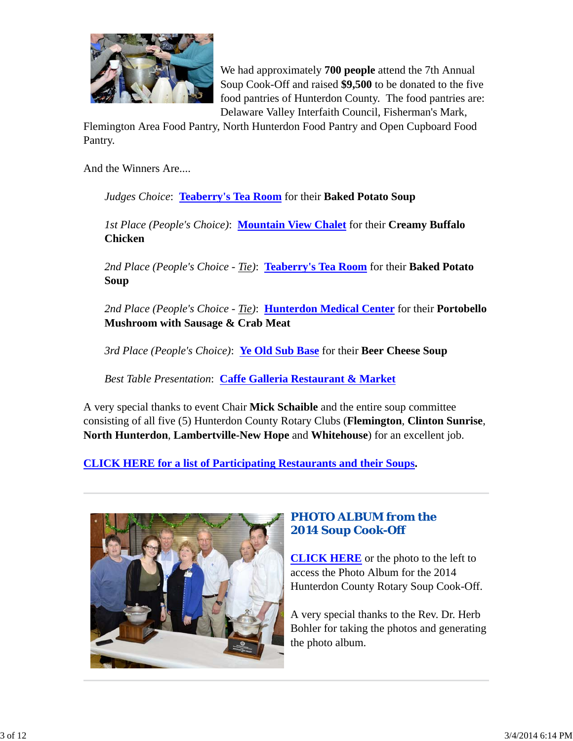We had approximately **700 people** attend the 7th Annual Soup Cook-Off and raised **$9,500** to be donated to the five food pantries of Hunterdon County. The food pantries are: Delaware Valley Interfaith Council, Fisherman's Mark, Flemington Area Food Pantry, North Hunterdon Food Pantry and Open Cupboard Food Pantry.

And the Winners Are....

> *Judges Choice*: **Teaberry's Tea Room** for their **Baked Potato Soup**
>
> *1st Place (People's Choice)*: **Mountain View Chalet** for their **Creamy Buffalo Chicken**
>
> *2nd Place (People's Choice - Tie)*: **Teaberry's Tea Room** for their **Baked Potato Soup**
>
> *2nd Place (People's Choice - Tie)*: **Hunterdon Medical Center** for their **Portobello Mushroom with Sausage & Crab Meat**
>
> *3rd Place (People's Choice)*: **Ye Old Sub Base** for their **Beer Cheese Soup**
>
> *Best Table Presentation*: **Caffe Galleria Restaurant & Market**

A very special thanks to event Chair **Mick Schaible** and the entire soup committee consisting of all five (5) Hunterdon County Rotary Clubs (**Flemington**, **Clinton Sunrise**, **North Hunterdon**, **Lambertville-New Hope** and **Whitehouse**) for an excellent job.

**CLICK HERE for a list of Participating Restaurants and their Soups.**

---

## PHOTO ALBUM from the 2014 Soup Cook-Off

**CLICK HERE** or the photo to the left to access the Photo Album for the 2014 Hunterdon County Rotary Soup Cook-Off.

A very special thanks to the Rev. Dr. Herb Bohler for taking the photos and generating the photo album.

---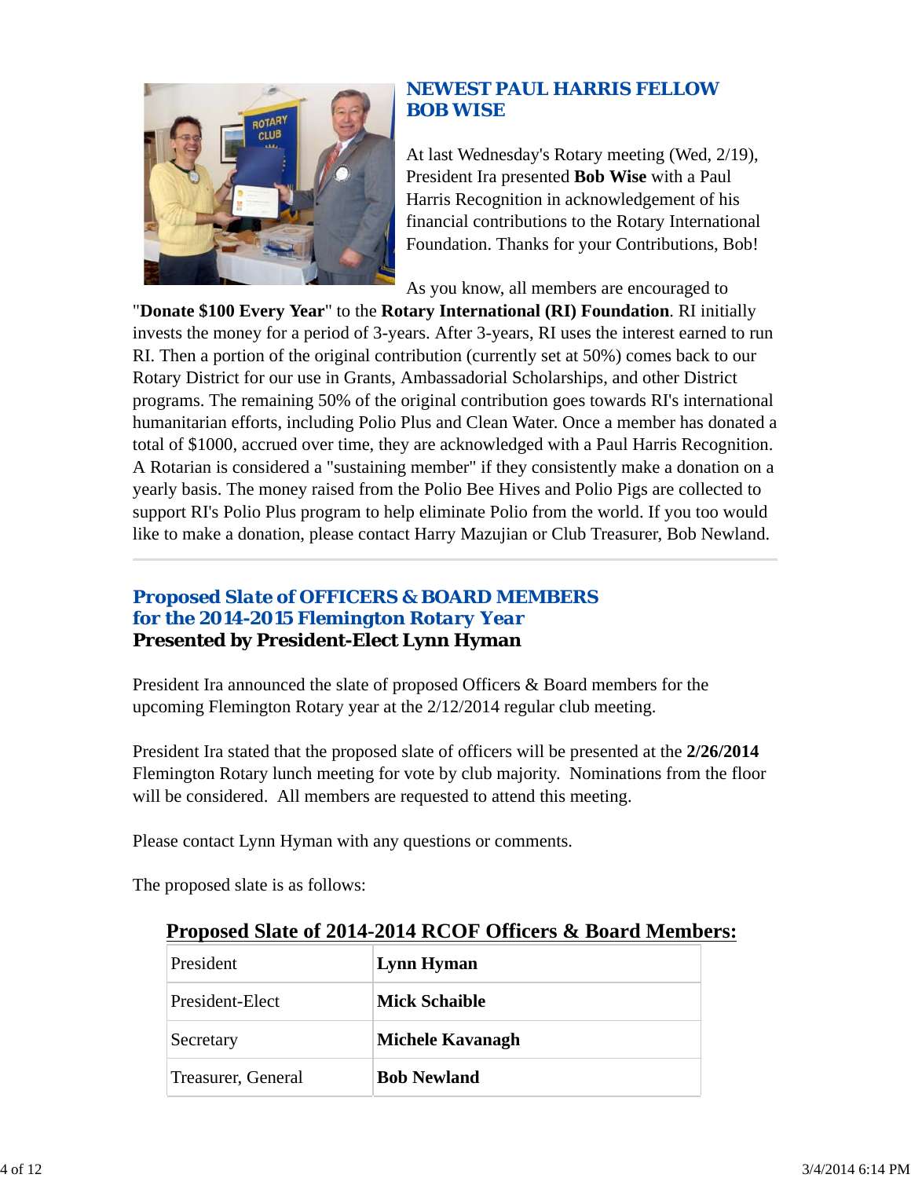## NEWEST PAUL HARRIS FELLOW BOB WISE

At last Wednesday's Rotary meeting (Wed, 2/19), President Ira presented **Bob Wise** with a Paul Harris Recognition in acknowledgement of his financial contributions to the Rotary International Foundation. Thanks for your Contributions, Bob!

As you know, all members are encouraged to "**Donate $100 Every Year**" to the **Rotary International (RI) Foundation**. RI initially invests the money for a period of 3-years. After 3-years, RI uses the interest earned to run RI. Then a portion of the original contribution (currently set at 50%) comes back to our Rotary District for our use in Grants, Ambassadorial Scholarships, and other District programs. The remaining 50% of the original contribution goes towards RI's international humanitarian efforts, including Polio Plus and Clean Water. Once a member has donated a total of $1000, accrued over time, they are acknowledged with a Paul Harris Recognition. A Rotarian is considered a "sustaining member" if they consistently make a donation on a yearly basis. The money raised from the Polio Bee Hives and Polio Pigs are collected to support RI's Polio Plus program to help eliminate Polio from the world. If you too would like to make a donation, please contact Harry Mazujian or Club Treasurer, Bob Newland.

---

## Proposed Slate of OFFICERS & BOARD MEMBERS for the 2014-2015 Flemington Rotary Year

### Presented by President-Elect Lynn Hyman

President Ira announced the slate of proposed Officers & Board members for the upcoming Flemington Rotary year at the 2/12/2014 regular club meeting.

President Ira stated that the proposed slate of officers will be presented at the **2/26/2014** Flemington Rotary lunch meeting for vote by club majority. Nominations from the floor will be considered. All members are requested to attend this meeting.

Please contact Lynn Hyman with any questions or comments.

The proposed slate is as follows:

**Proposed Slate of 2014-2014 RCOF Officers & Board Members:**

| | |
|---|---|
| President | **Lynn Hyman** |
| President-Elect | **Mick Schaible** |
| Secretary | **Michele Kavanagh** |
| Treasurer, General | **Bob Newland** |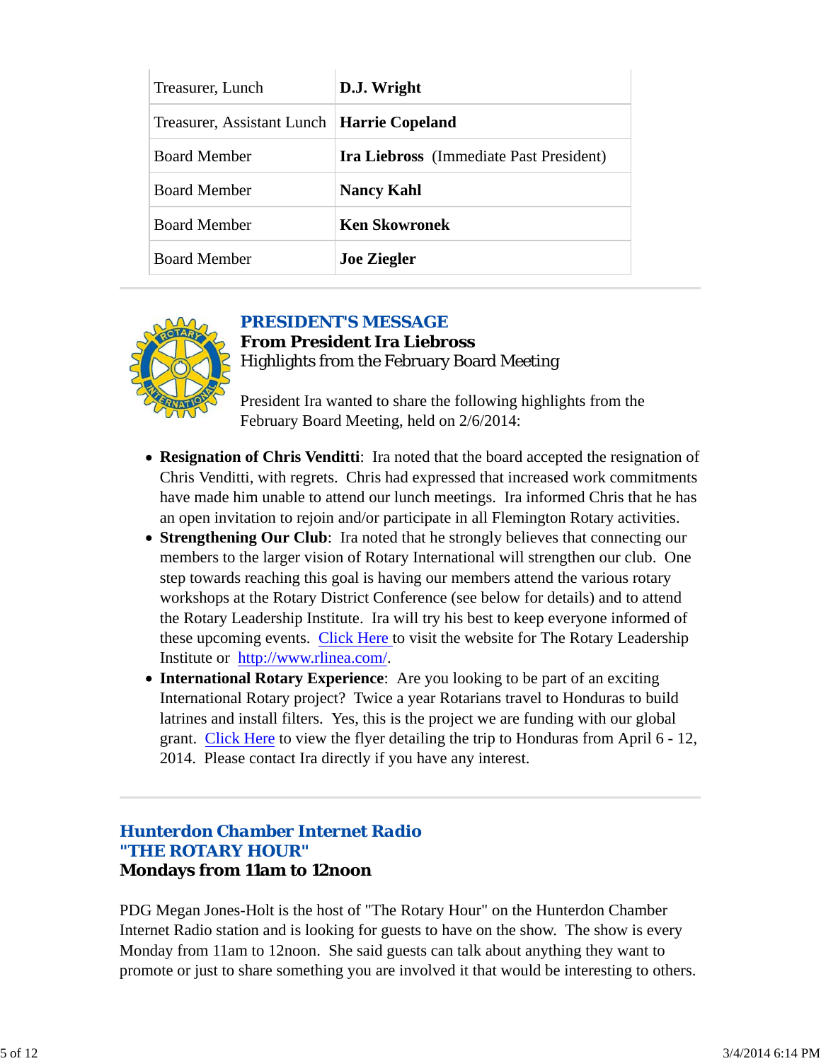| Treasurer, Lunch | **D.J. Wright** |
|---|---|
| Treasurer, Assistant Lunch | **Harrie Copeland** |
| Board Member | **Ira Liebross** (Immediate Past President) |
| Board Member | **Nancy Kahl** |
| Board Member | **Ken Skowronek** |
| Board Member | **Joe Ziegler** |

---

## PRESIDENT'S MESSAGE

### From President Ira Liebross

Highlights from the February Board Meeting

President Ira wanted to share the following highlights from the February Board Meeting, held on 2/6/2014:

- **Resignation of Chris Venditti**: Ira noted that the board accepted the resignation of Chris Venditti, with regrets. Chris had expressed that increased work commitments have made him unable to attend our lunch meetings. Ira informed Chris that he has an open invitation to rejoin and/or participate in all Flemington Rotary activities.
- **Strengthening Our Club**: Ira noted that he strongly believes that connecting our members to the larger vision of Rotary International will strengthen our club. One step towards reaching this goal is having our members attend the various rotary workshops at the Rotary District Conference (see below for details) and to attend the Rotary Leadership Institute. Ira will try his best to keep everyone informed of these upcoming events. Click Here to visit the website for The Rotary Leadership Institute or http://www.rlinea.com/.
- **International Rotary Experience**: Are you looking to be part of an exciting International Rotary project? Twice a year Rotarians travel to Honduras to build latrines and install filters. Yes, this is the project we are funding with our global grant. Click Here to view the flyer detailing the trip to Honduras from April 6 - 12, 2014. Please contact Ira directly if you have any interest.

---

## Hunterdon Chamber Internet Radio
## "THE ROTARY HOUR"
### Mondays from 11am to 12noon

PDG Megan Jones-Holt is the host of "The Rotary Hour" on the Hunterdon Chamber Internet Radio station and is looking for guests to have on the show. The show is every Monday from 11am to 12noon. She said guests can talk about anything they want to promote or just to share something you are involved it that would be interesting to others.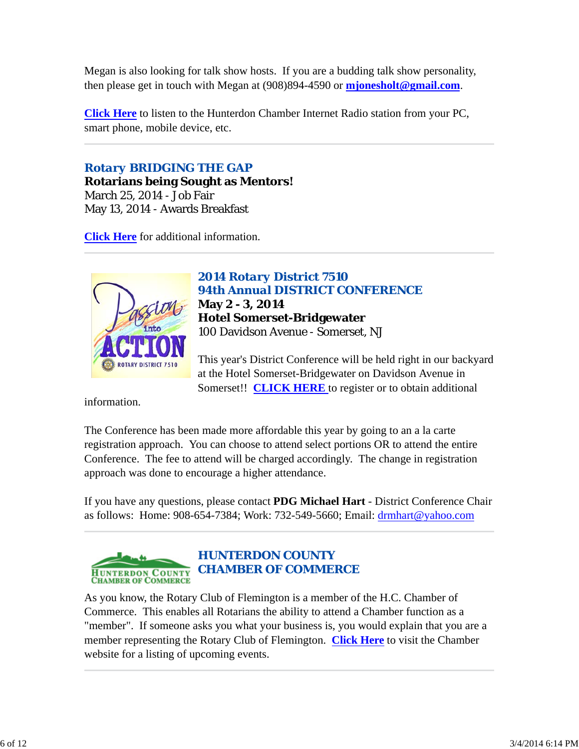Megan is also looking for talk show hosts. If you are a budding talk show personality, then please get in touch with Megan at (908)894-4590 or **mjonesholt@gmail.com**.

**Click Here** to listen to the Hunterdon Chamber Internet Radio station from your PC, smart phone, mobile device, etc.

---

### Rotary BRIDGING THE GAP

**Rotarians being Sought as Mentors!**
March 25, 2014 - Job Fair
May 13, 2014 - Awards Breakfast

**Click Here** for additional information.

---

### 2014 Rotary District 7510
### 94th Annual DISTRICT CONFERENCE

**May 2 - 3, 2014**
**Hotel Somerset-Bridgewater**
100 Davidson Avenue - Somerset, NJ

This year's District Conference will be held right in our backyard at the Hotel Somerset-Bridgewater on Davidson Avenue in Somerset!! **CLICK HERE** to register or to obtain additional information.

The Conference has been made more affordable this year by going to an a la carte registration approach. You can choose to attend select portions OR to attend the entire Conference. The fee to attend will be charged accordingly. The change in registration approach was done to encourage a higher attendance.

If you have any questions, please contact **PDG Michael Hart** - District Conference Chair as follows: Home: 908-654-7384; Work: 732-549-5660; Email: drmhart@yahoo.com

---

### HUNTERDON COUNTY CHAMBER OF COMMERCE

As you know, the Rotary Club of Flemington is a member of the H.C. Chamber of Commerce. This enables all Rotarians the ability to attend a Chamber function as a "member". If someone asks you what your business is, you would explain that you are a member representing the Rotary Club of Flemington. **Click Here** to visit the Chamber website for a listing of upcoming events.

---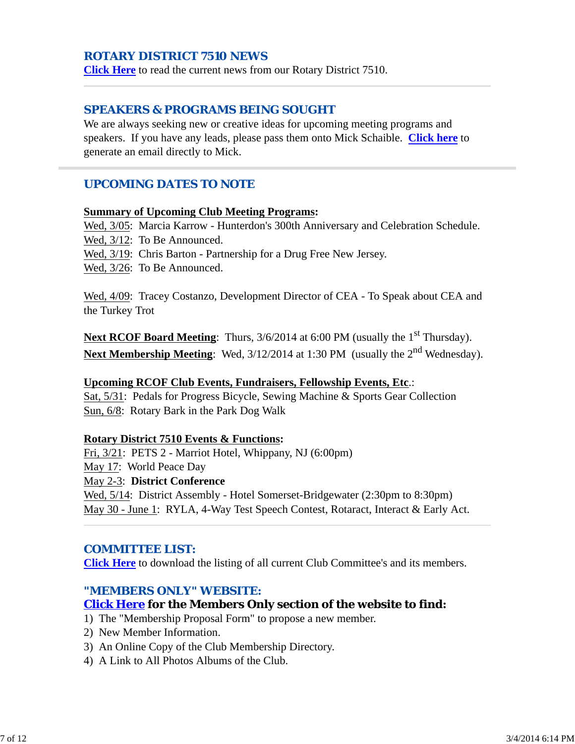## ROTARY DISTRICT 7510 NEWS

Click Here to read the current news from our Rotary District 7510.

---

## SPEAKERS & PROGRAMS BEING SOUGHT

We are always seeking new or creative ideas for upcoming meeting programs and speakers. If you have any leads, please pass them onto Mick Schaible. Click here to generate an email directly to Mick.

---

## UPCOMING DATES TO NOTE

**Summary of Upcoming Club Meeting Programs:**

Wed, 3/05: Marcia Karrow - Hunterdon's 300th Anniversary and Celebration Schedule.
Wed, 3/12: To Be Announced.
Wed, 3/19: Chris Barton - Partnership for a Drug Free New Jersey.
Wed, 3/26: To Be Announced.

Wed, 4/09: Tracey Costanzo, Development Director of CEA - To Speak about CEA and the Turkey Trot

**Next RCOF Board Meeting**: Thurs, 3/6/2014 at 6:00 PM (usually the 1st Thursday).
**Next Membership Meeting**: Wed, 3/12/2014 at 1:30 PM (usually the 2nd Wednesday).

**Upcoming RCOF Club Events, Fundraisers, Fellowship Events, Etc.**:

Sat, 5/31: Pedals for Progress Bicycle, Sewing Machine & Sports Gear Collection
Sun, 6/8: Rotary Bark in the Park Dog Walk

**Rotary District 7510 Events & Functions:**

Fri, 3/21: PETS 2 - Marriot Hotel, Whippany, NJ (6:00pm)
May 17: World Peace Day
May 2-3: **District Conference**
Wed, 5/14: District Assembly - Hotel Somerset-Bridgewater (2:30pm to 8:30pm)
May 30 - June 1: RYLA, 4-Way Test Speech Contest, Rotaract, Interact & Early Act.

---

## COMMITTEE LIST:

Click Here to download the listing of all current Club Committee's and its members.

## "MEMBERS ONLY" WEBSITE:

**Click Here for the Members Only section of the website to find:**

1) The "Membership Proposal Form" to propose a new member.
2) New Member Information.
3) An Online Copy of the Club Membership Directory.
4) A Link to All Photos Albums of the Club.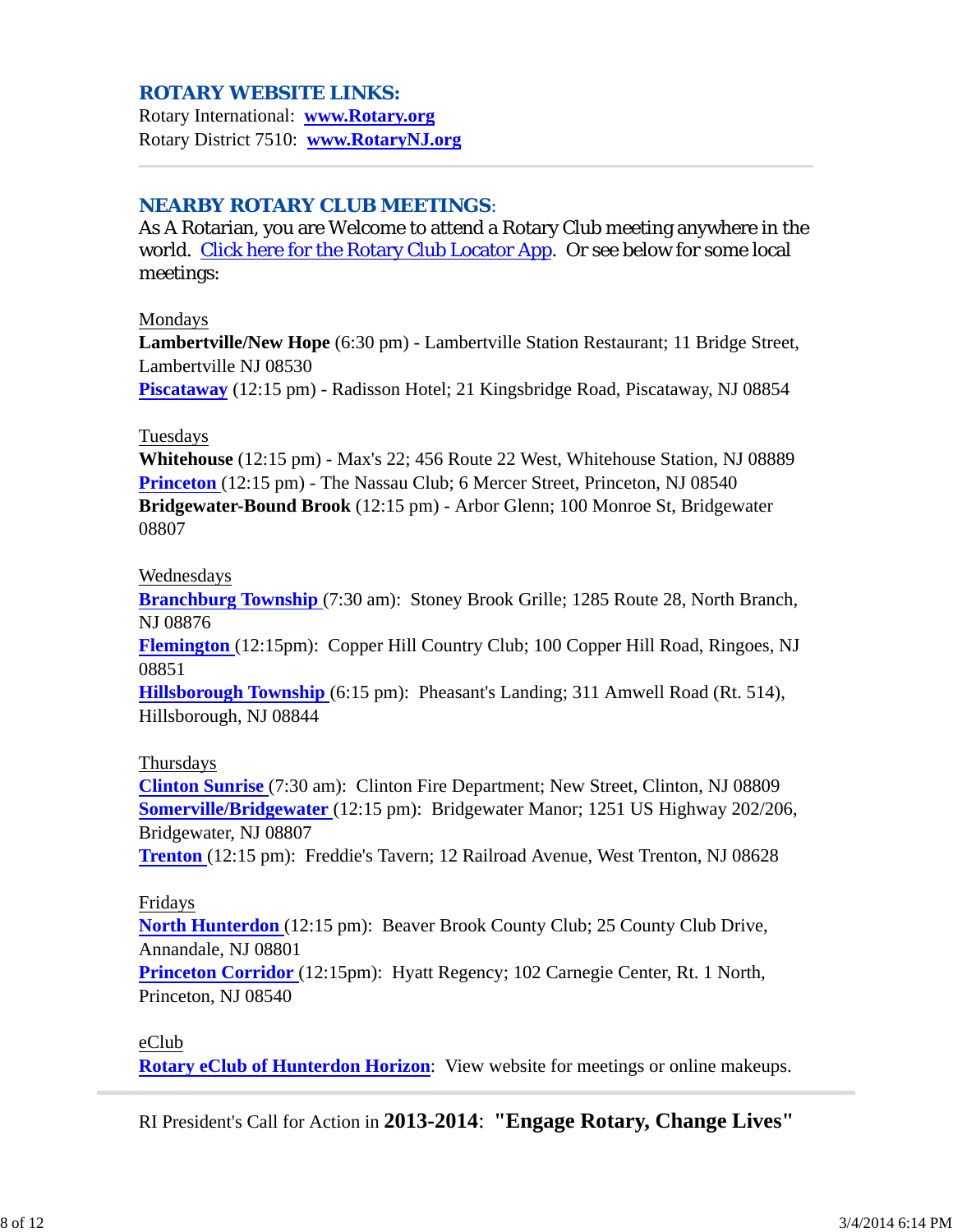## ROTARY WEBSITE LINKS:

Rotary International: **www.Rotary.org**
Rotary District 7510: **www.RotaryNJ.org**

---

## NEARBY ROTARY CLUB MEETINGS:

As A Rotarian, you are Welcome to attend a Rotary Club meeting anywhere in the world. Click here for the Rotary Club Locator App. Or see below for some local meetings:

Mondays
**Lambertville/New Hope** (6:30 pm) - Lambertville Station Restaurant; 11 Bridge Street, Lambertville NJ 08530
**Piscataway** (12:15 pm) - Radisson Hotel; 21 Kingsbridge Road, Piscataway, NJ 08854

Tuesdays
**Whitehouse** (12:15 pm) - Max's 22; 456 Route 22 West, Whitehouse Station, NJ 08889
**Princeton** (12:15 pm) - The Nassau Club; 6 Mercer Street, Princeton, NJ 08540
**Bridgewater-Bound Brook** (12:15 pm) - Arbor Glenn; 100 Monroe St, Bridgewater 08807

Wednesdays
**Branchburg Township** (7:30 am): Stoney Brook Grille; 1285 Route 28, North Branch, NJ 08876
**Flemington** (12:15pm): Copper Hill Country Club; 100 Copper Hill Road, Ringoes, NJ 08851
**Hillsborough Township** (6:15 pm): Pheasant's Landing; 311 Amwell Road (Rt. 514), Hillsborough, NJ 08844

Thursdays
**Clinton Sunrise** (7:30 am): Clinton Fire Department; New Street, Clinton, NJ 08809
**Somerville/Bridgewater** (12:15 pm): Bridgewater Manor; 1251 US Highway 202/206, Bridgewater, NJ 08807
**Trenton** (12:15 pm): Freddie's Tavern; 12 Railroad Avenue, West Trenton, NJ 08628

Fridays
**North Hunterdon** (12:15 pm): Beaver Brook County Club; 25 County Club Drive, Annandale, NJ 08801
**Princeton Corridor** (12:15pm): Hyatt Regency; 102 Carnegie Center, Rt. 1 North, Princeton, NJ 08540

eClub
**Rotary eClub of Hunterdon Horizon**: View website for meetings or online makeups.

---

RI President's Call for Action in **2013-2014**: **"Engage Rotary, Change Lives"**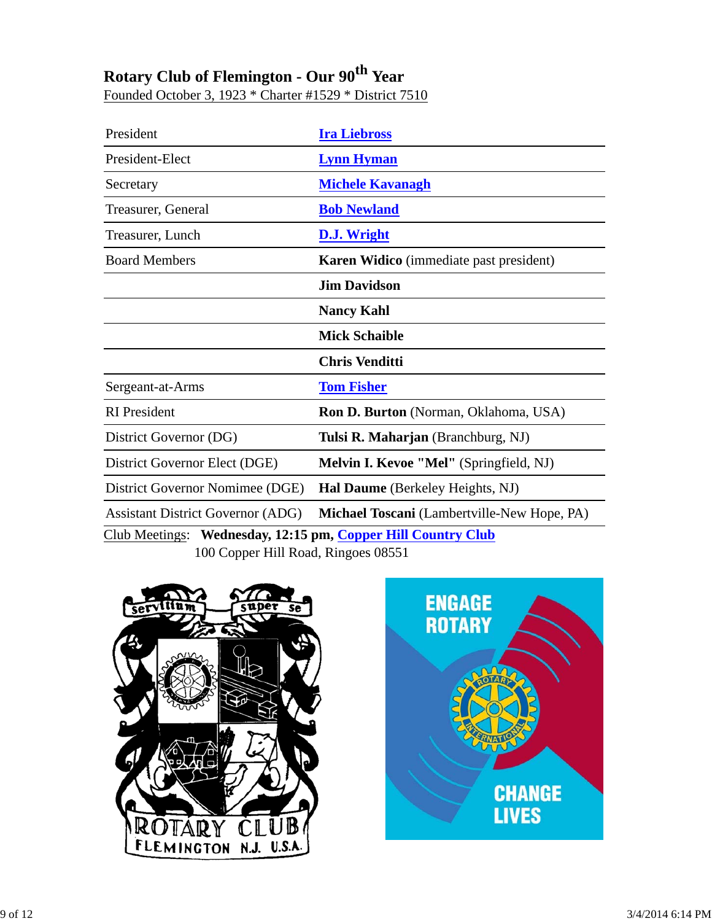## Rotary Club of Flemington - Our 90th Year

Founded October 3, 1923 * Charter #1529 * District 7510

| | |
|---|---|
| President | **Ira Liebross** |
| President-Elect | **Lynn Hyman** |
| Secretary | **Michele Kavanagh** |
| Treasurer, General | **Bob Newland** |
| Treasurer, Lunch | **D.J. Wright** |
| Board Members | **Karen Widico** (immediate past president) |
| | **Jim Davidson** |
| | **Nancy Kahl** |
| | **Mick Schaible** |
| | **Chris Venditti** |
| Sergeant-at-Arms | **Tom Fisher** |
| RI President | **Ron D. Burton** (Norman, Oklahoma, USA) |
| District Governor (DG) | **Tulsi R. Maharjan** (Branchburg, NJ) |
| District Governor Elect (DGE) | **Melvin I. Kevoe "Mel"** (Springfield, NJ) |
| District Governor Nomimee (DGE) | **Hal Daume** (Berkeley Heights, NJ) |
| Assistant District Governor (ADG) | **Michael Toscani** (Lambertville-New Hope, PA) |

Club Meetings: **Wednesday, 12:15 pm, Copper Hill Country Club**
100 Copper Hill Road, Ringoes 08551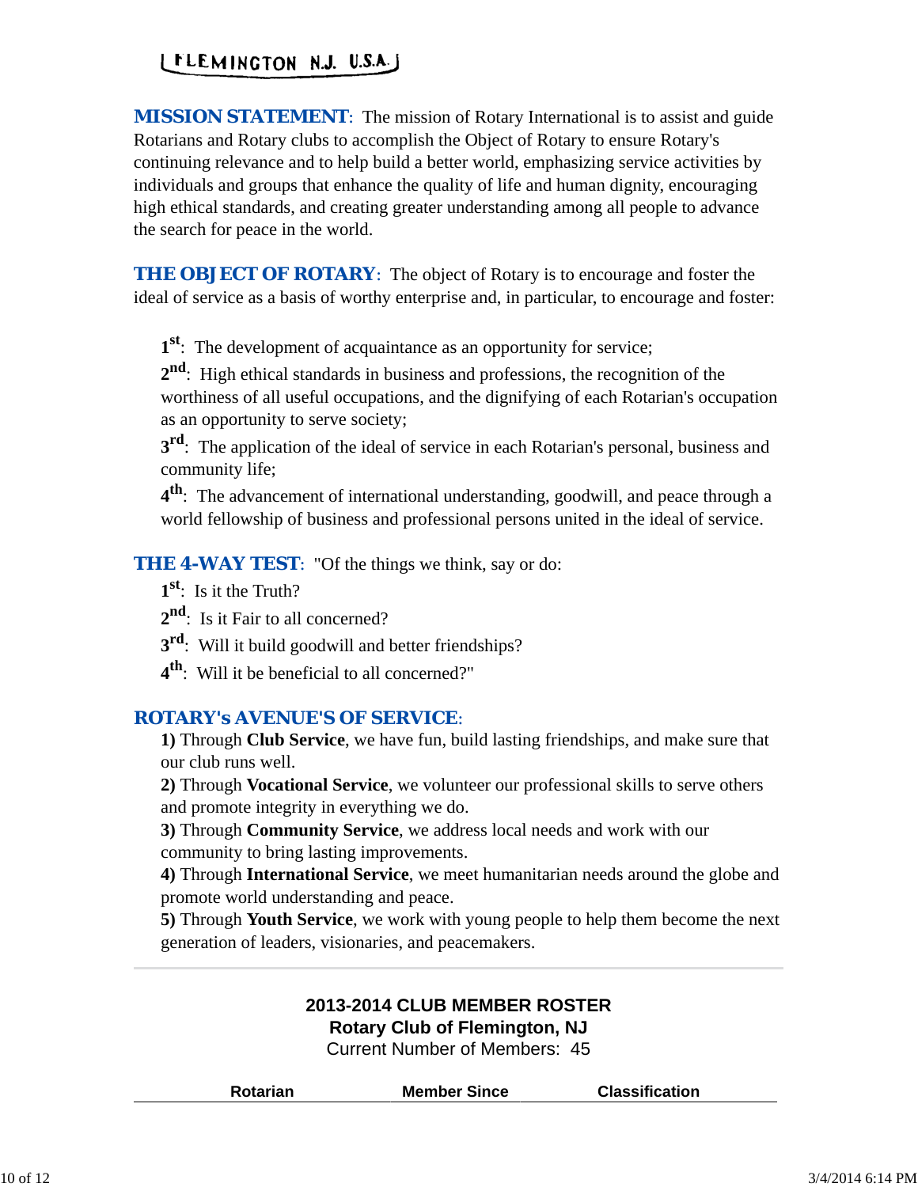FLEMINGTON N.J. U.S.A.

**MISSION STATEMENT**: The mission of Rotary International is to assist and guide Rotarians and Rotary clubs to accomplish the Object of Rotary to ensure Rotary's continuing relevance and to help build a better world, emphasizing service activities by individuals and groups that enhance the quality of life and human dignity, encouraging high ethical standards, and creating greater understanding among all people to advance the search for peace in the world.

**THE OBJECT OF ROTARY**: The object of Rotary is to encourage and foster the ideal of service as a basis of worthy enterprise and, in particular, to encourage and foster:

1st: The development of acquaintance as an opportunity for service;
2nd: High ethical standards in business and professions, the recognition of the worthiness of all useful occupations, and the dignifying of each Rotarian's occupation as an opportunity to serve society;
3rd: The application of the ideal of service in each Rotarian's personal, business and community life;
4th: The advancement of international understanding, goodwill, and peace through a world fellowship of business and professional persons united in the ideal of service.

**THE 4-WAY TEST**: "Of the things we think, say or do:
1st: Is it the Truth?
2nd: Is it Fair to all concerned?
3rd: Will it build goodwill and better friendships?
4th: Will it be beneficial to all concerned?"

**ROTARY's AVENUE'S OF SERVICE**:
**1)** Through **Club Service**, we have fun, build lasting friendships, and make sure that our club runs well.
**2)** Through **Vocational Service**, we volunteer our professional skills to serve others and promote integrity in everything we do.
**3)** Through **Community Service**, we address local needs and work with our community to bring lasting improvements.
**4)** Through **International Service**, we meet humanitarian needs around the globe and promote world understanding and peace.
**5)** Through **Youth Service**, we work with young people to help them become the next generation of leaders, visionaries, and peacemakers.

---

**2013-2014 CLUB MEMBER ROSTER**
**Rotary Club of Flemington, NJ**
Current Number of Members: 45

| Rotarian | Member Since | Classification |
|---|---|---|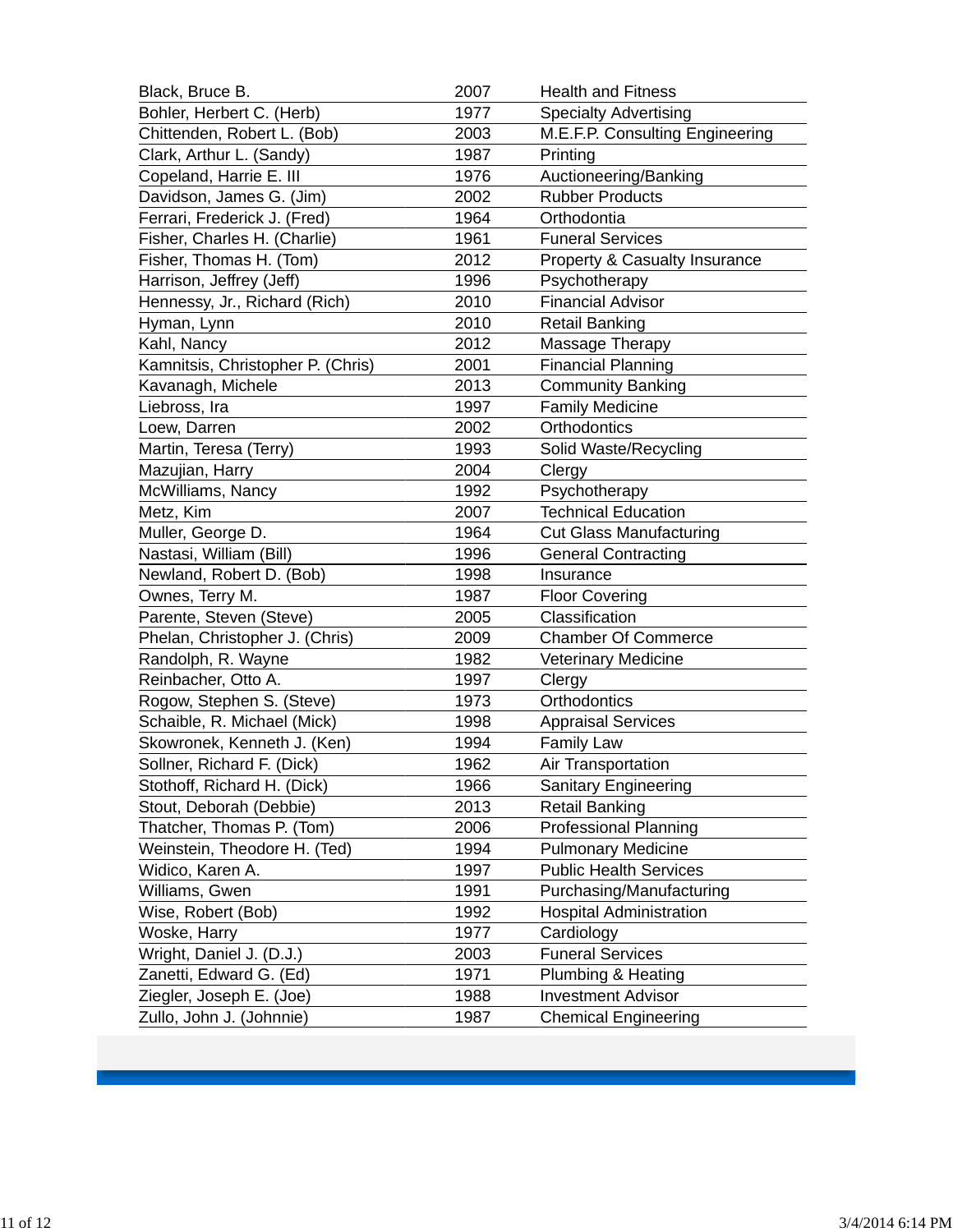| | | |
|---|---|---|
| Black, Bruce B. | 2007 | Health and Fitness |
| Bohler, Herbert C. (Herb) | 1977 | Specialty Advertising |
| Chittenden, Robert L. (Bob) | 2003 | M.E.F.P. Consulting Engineering |
| Clark, Arthur L. (Sandy) | 1987 | Printing |
| Copeland, Harrie E. III | 1976 | Auctioneering/Banking |
| Davidson, James G. (Jim) | 2002 | Rubber Products |
| Ferrari, Frederick J. (Fred) | 1964 | Orthodontia |
| Fisher, Charles H. (Charlie) | 1961 | Funeral Services |
| Fisher, Thomas H. (Tom) | 2012 | Property & Casualty Insurance |
| Harrison, Jeffrey (Jeff) | 1996 | Psychotherapy |
| Hennessy, Jr., Richard (Rich) | 2010 | Financial Advisor |
| Hyman, Lynn | 2010 | Retail Banking |
| Kahl, Nancy | 2012 | Massage Therapy |
| Kamnitsis, Christopher P. (Chris) | 2001 | Financial Planning |
| Kavanagh, Michele | 2013 | Community Banking |
| Liebross, Ira | 1997 | Family Medicine |
| Loew, Darren | 2002 | Orthodontics |
| Martin, Teresa (Terry) | 1993 | Solid Waste/Recycling |
| Mazujian, Harry | 2004 | Clergy |
| McWilliams, Nancy | 1992 | Psychotherapy |
| Metz, Kim | 2007 | Technical Education |
| Muller, George D. | 1964 | Cut Glass Manufacturing |
| Nastasi, William (Bill) | 1996 | General Contracting |
| Newland, Robert D. (Bob) | 1998 | Insurance |
| Ownes, Terry M. | 1987 | Floor Covering |
| Parente, Steven (Steve) | 2005 | Classification |
| Phelan, Christopher J. (Chris) | 2009 | Chamber Of Commerce |
| Randolph, R. Wayne | 1982 | Veterinary Medicine |
| Reinbacher, Otto A. | 1997 | Clergy |
| Rogow, Stephen S. (Steve) | 1973 | Orthodontics |
| Schaible, R. Michael (Mick) | 1998 | Appraisal Services |
| Skowronek, Kenneth J. (Ken) | 1994 | Family Law |
| Sollner, Richard F. (Dick) | 1962 | Air Transportation |
| Stothoff, Richard H. (Dick) | 1966 | Sanitary Engineering |
| Stout, Deborah (Debbie) | 2013 | Retail Banking |
| Thatcher, Thomas P. (Tom) | 2006 | Professional Planning |
| Weinstein, Theodore H. (Ted) | 1994 | Pulmonary Medicine |
| Widico, Karen A. | 1997 | Public Health Services |
| Williams, Gwen | 1991 | Purchasing/Manufacturing |
| Wise, Robert (Bob) | 1992 | Hospital Administration |
| Woske, Harry | 1977 | Cardiology |
| Wright, Daniel J. (D.J.) | 2003 | Funeral Services |
| Zanetti, Edward G. (Ed) | 1971 | Plumbing & Heating |
| Ziegler, Joseph E. (Joe) | 1988 | Investment Advisor |
| Zullo, John J. (Johnnie) | 1987 | Chemical Engineering |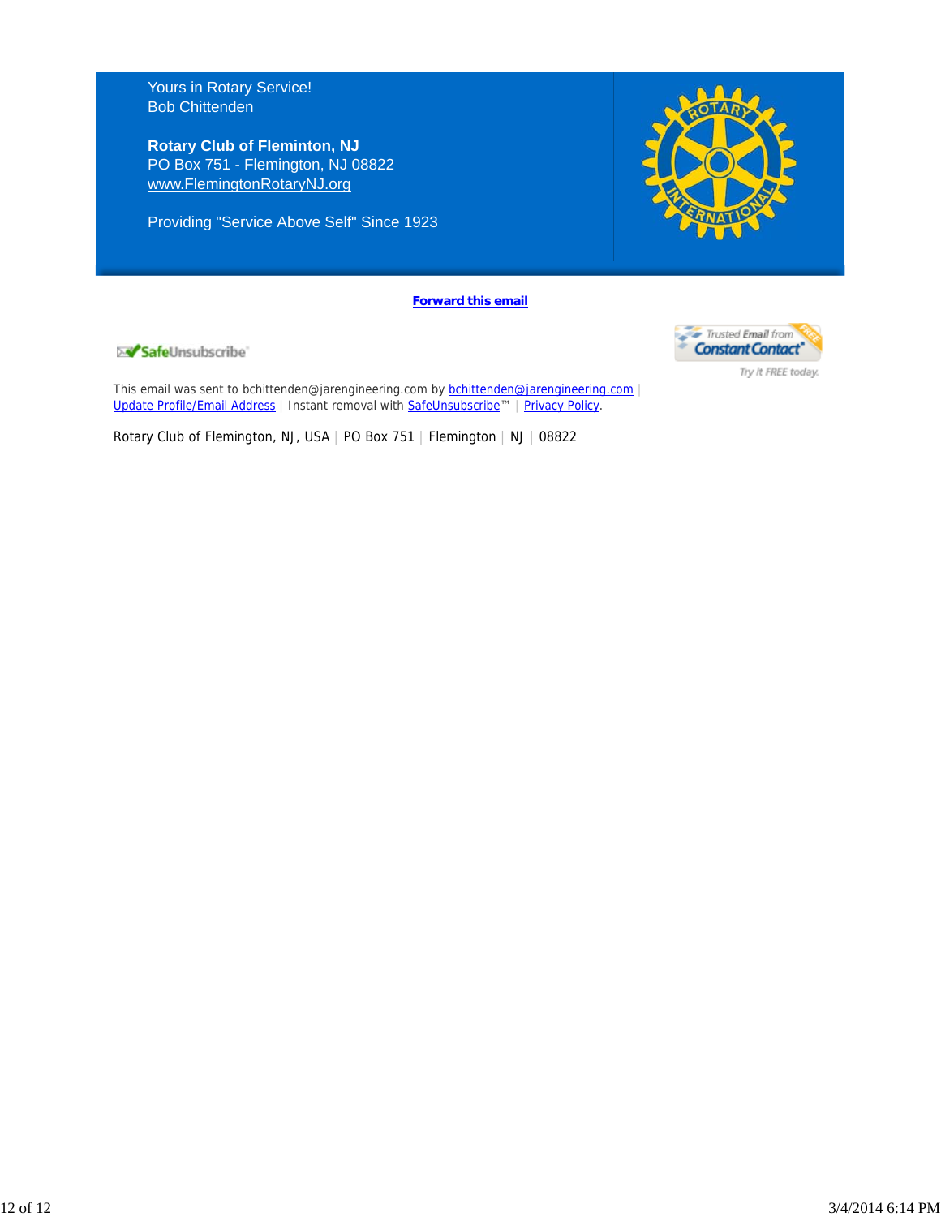Yours in Rotary Service!
Bob Chittenden

**Rotary Club of Fleminton, NJ**
PO Box 751 - Flemington, NJ 08822
www.FlemingtonRotaryNJ.org

Providing "Service Above Self" Since 1923

**Forward this email**

SafeUnsubscribe

Trusted Email from Constant Contact
Try it FREE today.

This email was sent to bchittenden@jarengineering.com by bchittenden@jarengineering.com | Update Profile/Email Address | Instant removal with SafeUnsubscribe™ | Privacy Policy.

Rotary Club of Flemington, NJ, USA | PO Box 751 | Flemington | NJ | 08822